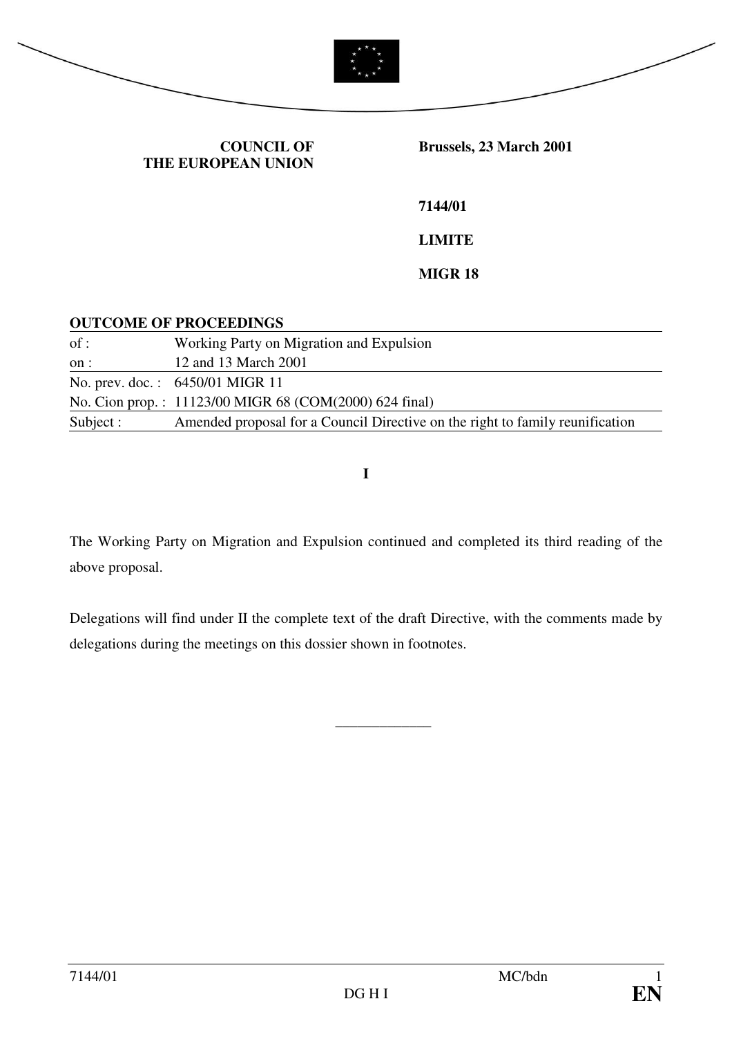**COUNCIL OF THE EUROPEAN UNION**

**Brussels, 23 March 2001**

**7144/01**

**LIMITE**

**MIGR 18**

**OUTCOME OF PROCEEDINGS**

| | |
|---|---|
| of : | Working Party on Migration and Expulsion |
| on : | 12 and 13 March 2001 |
| No. prev. doc. : | 6450/01 MIGR 11 |
| No. Cion prop. : | 11123/00 MIGR 68 (COM(2000) 624 final) |
| Subject : | Amended proposal for a Council Directive on the right to family reunification |

**I**

The Working Party on Migration and Expulsion continued and completed its third reading of the above proposal.

Delegations will find under II the complete text of the draft Directive, with the comments made by delegations during the meetings on this dossier shown in footnotes.

\_\_\_\_\_\_\_\_\_\_\_\_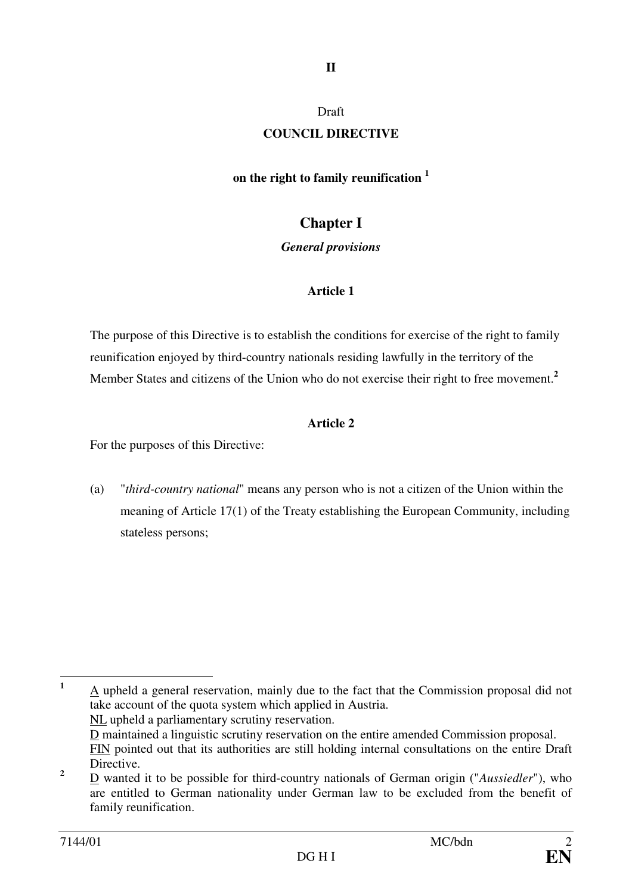**II**

Draft

**COUNCIL DIRECTIVE**

**on the right to family reunification [1]**

## Chapter I

***General provisions***

**Article 1**

The purpose of this Directive is to establish the conditions for exercise of the right to family reunification enjoyed by third-country nationals residing lawfully in the territory of the Member States and citizens of the Union who do not exercise their right to free movement.[2]

**Article 2**

For the purposes of this Directive:

(a) "*third-country national*" means any person who is not a citizen of the Union within the meaning of Article 17(1) of the Treaty establishing the European Community, including stateless persons;

---

[1] A upheld a general reservation, mainly due to the fact that the Commission proposal did not take account of the quota system which applied in Austria.
NL upheld a parliamentary scrutiny reservation.
D maintained a linguistic scrutiny reservation on the entire amended Commission proposal.
FIN pointed out that its authorities are still holding internal consultations on the entire Draft Directive.

[2] D wanted it to be possible for third-country nationals of German origin ("*Aussiedler*"), who are entitled to German nationality under German law to be excluded from the benefit of family reunification.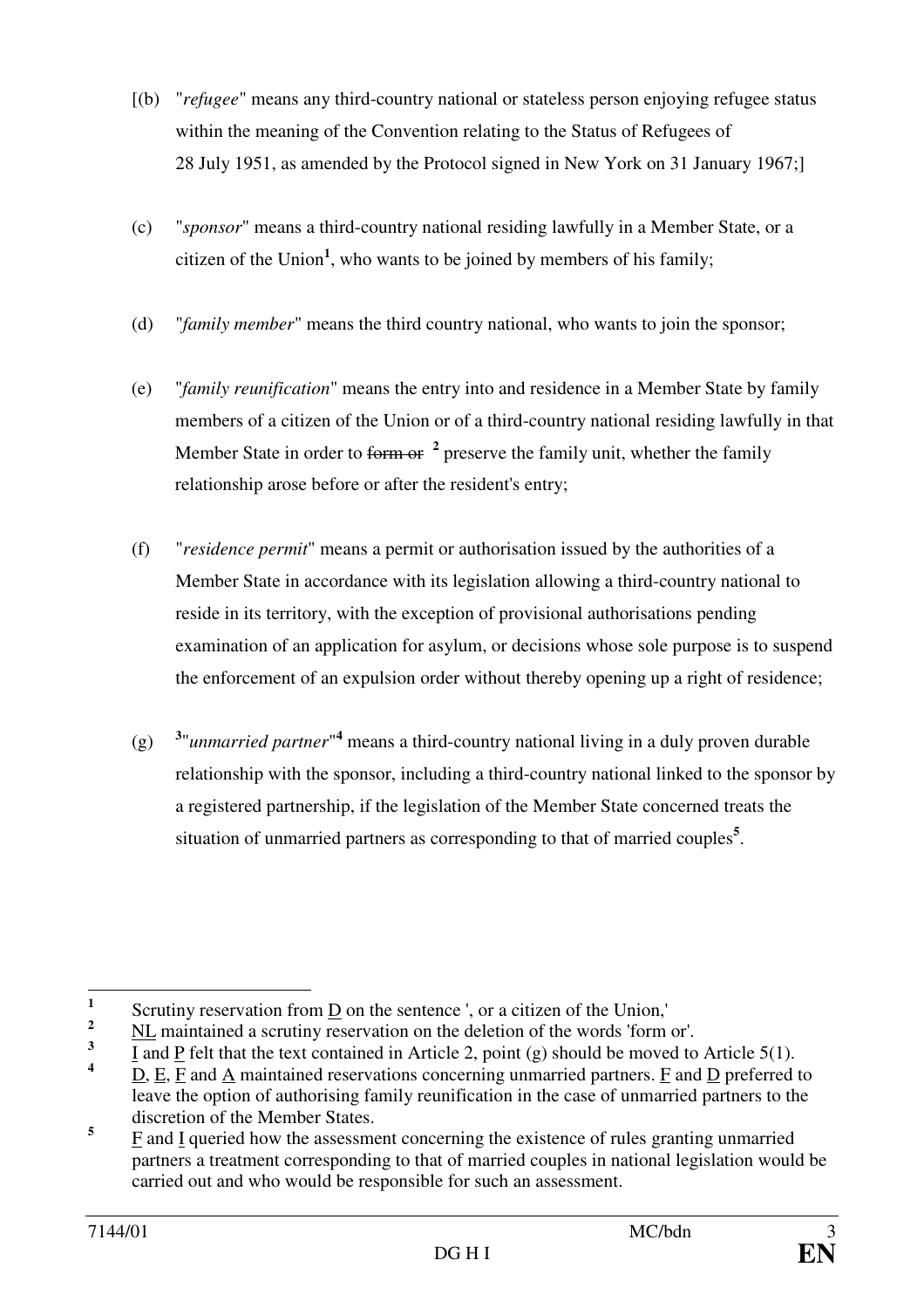[(b) "*refugee*" means any third-country national or stateless person enjoying refugee status within the meaning of the Convention relating to the Status of Refugees of 28 July 1951, as amended by the Protocol signed in New York on 31 January 1967;]

(c) "*sponsor*" means a third-country national residing lawfully in a Member State, or a citizen of the Union[1], who wants to be joined by members of his family;

(d) "*family member*" means the third country national, who wants to join the sponsor;

(e) "*family reunification*" means the entry into and residence in a Member State by family members of a citizen of the Union or of a third-country national residing lawfully in that Member State in order to ~~form or~~ [2] preserve the family unit, whether the family relationship arose before or after the resident's entry;

(f) "*residence permit*" means a permit or authorisation issued by the authorities of a Member State in accordance with its legislation allowing a third-country national to reside in its territory, with the exception of provisional authorisations pending examination of an application for asylum, or decisions whose sole purpose is to suspend the enforcement of an expulsion order without thereby opening up a right of residence;

(g) [3]"*unmarried partner*"[4] means a third-country national living in a duly proven durable relationship with the sponsor, including a third-country national linked to the sponsor by a registered partnership, if the legislation of the Member State concerned treats the situation of unmarried partners as corresponding to that of married couples[5].

---

[1] Scrutiny reservation from D on the sentence ', or a citizen of the Union,'

[2] NL maintained a scrutiny reservation on the deletion of the words 'form or'.

[3] I and P felt that the text contained in Article 2, point (g) should be moved to Article 5(1).

[4] D, E, F and A maintained reservations concerning unmarried partners. F and D preferred to leave the option of authorising family reunification in the case of unmarried partners to the discretion of the Member States.

[5] F and I queried how the assessment concerning the existence of rules granting unmarried partners a treatment corresponding to that of married couples in national legislation would be carried out and who would be responsible for such an assessment.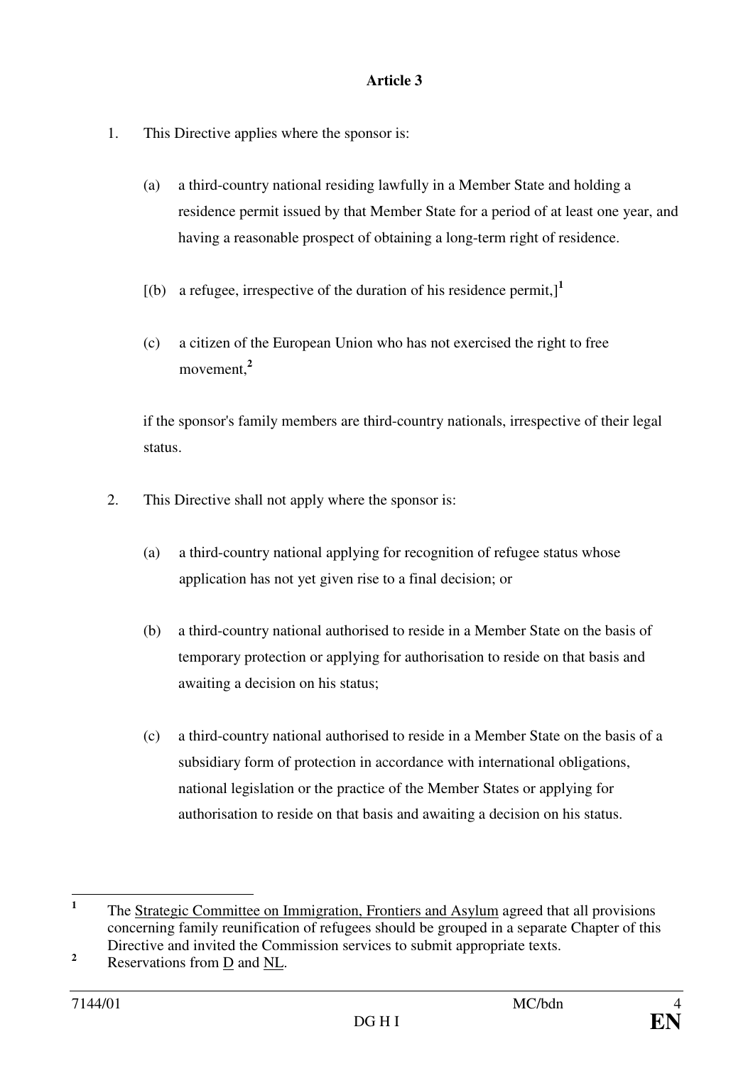**Article 3**

1. This Directive applies where the sponsor is:

   (a) a third-country national residing lawfully in a Member State and holding a residence permit issued by that Member State for a period of at least one year, and having a reasonable prospect of obtaining a long-term right of residence.

   [(b) a refugee, irrespective of the duration of his residence permit,][1]

   (c) a citizen of the European Union who has not exercised the right to free movement,[2]

   if the sponsor's family members are third-country nationals, irrespective of their legal status.

2. This Directive shall not apply where the sponsor is:

   (a) a third-country national applying for recognition of refugee status whose application has not yet given rise to a final decision; or

   (b) a third-country national authorised to reside in a Member State on the basis of temporary protection or applying for authorisation to reside on that basis and awaiting a decision on his status;

   (c) a third-country national authorised to reside in a Member State on the basis of a subsidiary form of protection in accordance with international obligations, national legislation or the practice of the Member States or applying for authorisation to reside on that basis and awaiting a decision on his status.

---

[1] The Strategic Committee on Immigration, Frontiers and Asylum agreed that all provisions concerning family reunification of refugees should be grouped in a separate Chapter of this Directive and invited the Commission services to submit appropriate texts.

[2] Reservations from D and NL.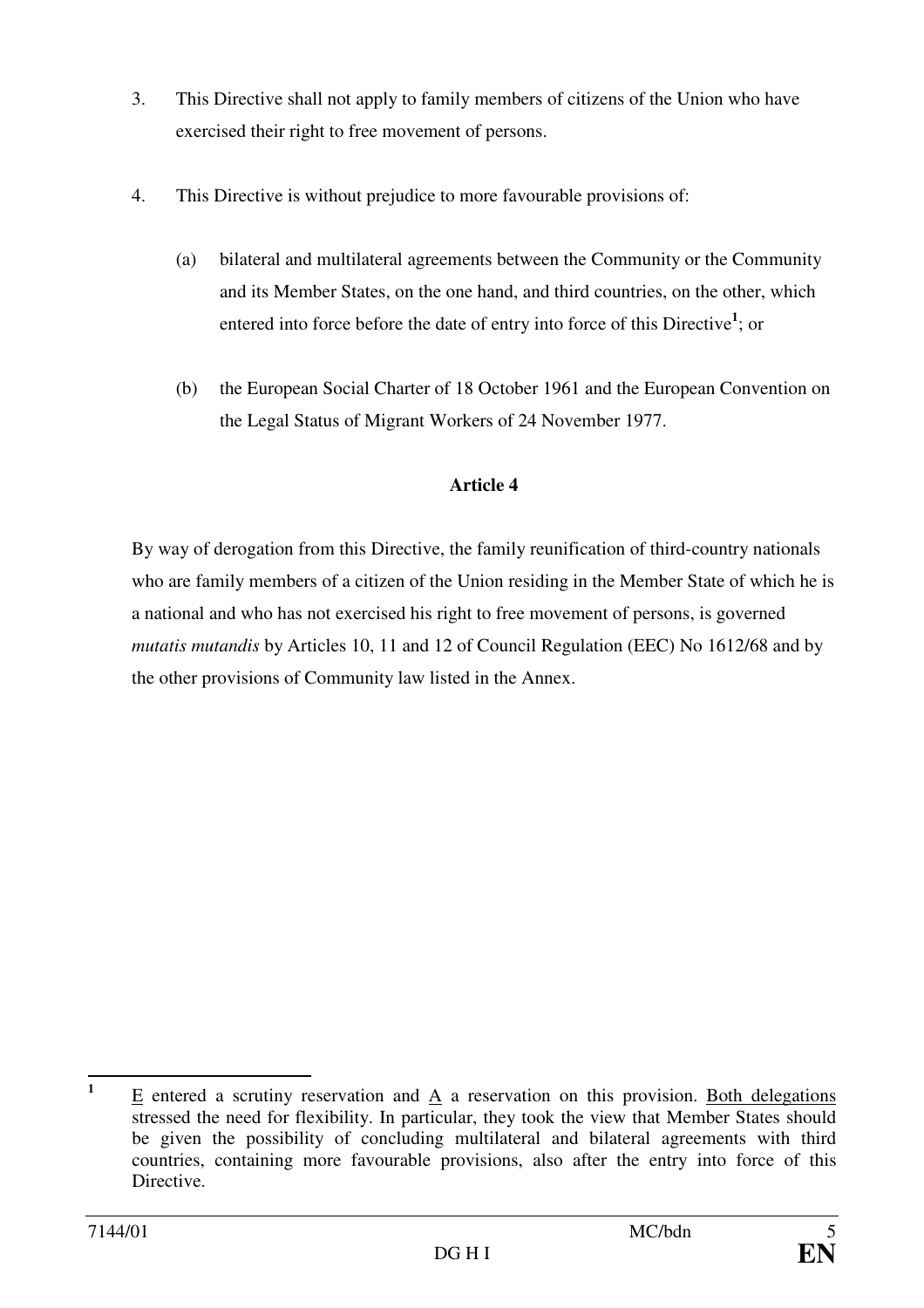3. This Directive shall not apply to family members of citizens of the Union who have exercised their right to free movement of persons.

4. This Directive is without prejudice to more favourable provisions of:

   (a) bilateral and multilateral agreements between the Community or the Community and its Member States, on the one hand, and third countries, on the other, which entered into force before the date of entry into force of this Directive[1]; or

   (b) the European Social Charter of 18 October 1961 and the European Convention on the Legal Status of Migrant Workers of 24 November 1977.

**Article 4**

By way of derogation from this Directive, the family reunification of third-country nationals who are family members of a citizen of the Union residing in the Member State of which he is a national and who has not exercised his right to free movement of persons, is governed *mutatis mutandis* by Articles 10, 11 and 12 of Council Regulation (EEC) No 1612/68 and by the other provisions of Community law listed in the Annex.

---

[1] E entered a scrutiny reservation and A a reservation on this provision. Both delegations stressed the need for flexibility. In particular, they took the view that Member States should be given the possibility of concluding multilateral and bilateral agreements with third countries, containing more favourable provisions, also after the entry into force of this Directive.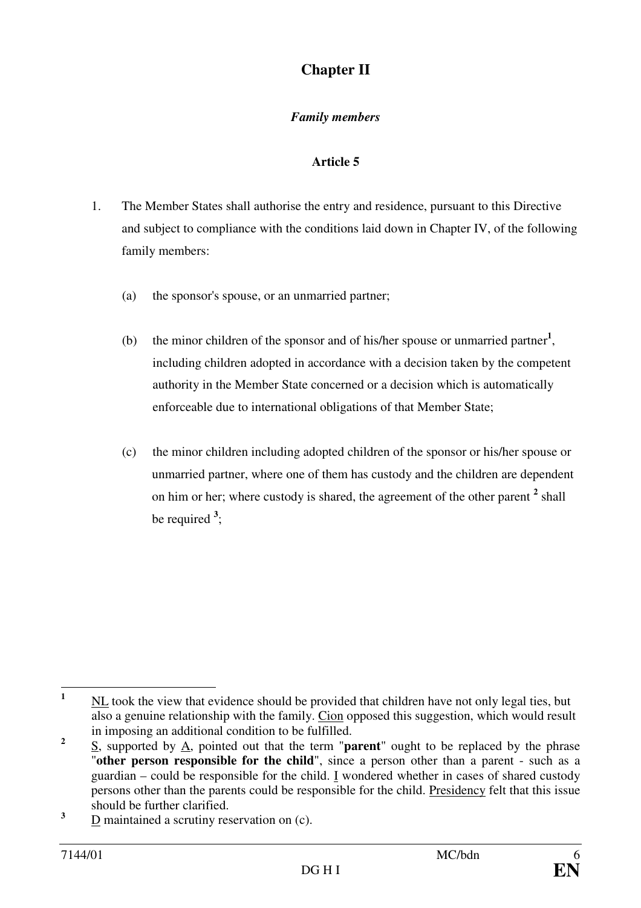# Chapter II

## *Family members*

### Article 5

1. The Member States shall authorise the entry and residence, pursuant to this Directive and subject to compliance with the conditions laid down in Chapter IV, of the following family members:

   (a) the sponsor's spouse, or an unmarried partner;

   (b) the minor children of the sponsor and of his/her spouse or unmarried partner[1], including children adopted in accordance with a decision taken by the competent authority in the Member State concerned or a decision which is automatically enforceable due to international obligations of that Member State;

   (c) the minor children including adopted children of the sponsor or his/her spouse or unmarried partner, where one of them has custody and the children are dependent on him or her; where custody is shared, the agreement of the other parent [2] shall be required [3];

---

[1] NL took the view that evidence should be provided that children have not only legal ties, but also a genuine relationship with the family. Cion opposed this suggestion, which would result in imposing an additional condition to be fulfilled.

[2] S, supported by A, pointed out that the term "**parent**" ought to be replaced by the phrase "**other person responsible for the child**", since a person other than a parent - such as a guardian – could be responsible for the child. I wondered whether in cases of shared custody persons other than the parents could be responsible for the child. Presidency felt that this issue should be further clarified.

[3] D maintained a scrutiny reservation on (c).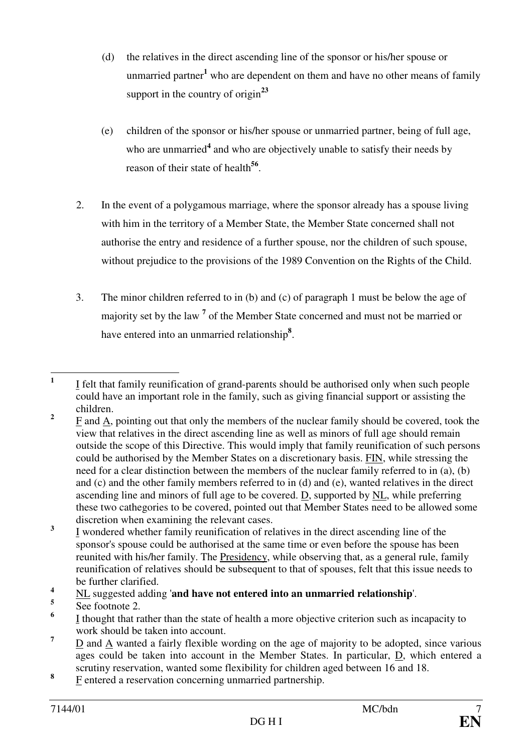(d) the relatives in the direct ascending line of the sponsor or his/her spouse or unmarried partner[1] who are dependent on them and have no other means of family support in the country of origin[2,3]

(e) children of the sponsor or his/her spouse or unmarried partner, being of full age, who are unmarried[4] and who are objectively unable to satisfy their needs by reason of their state of health[5,6].

2. In the event of a polygamous marriage, where the sponsor already has a spouse living with him in the territory of a Member State, the Member State concerned shall not authorise the entry and residence of a further spouse, nor the children of such spouse, without prejudice to the provisions of the 1989 Convention on the Rights of the Child.

3. The minor children referred to in (b) and (c) of paragraph 1 must be below the age of majority set by the law [7] of the Member State concerned and must not be married or have entered into an unmarried relationship[8].

---

[1] I felt that family reunification of grand-parents should be authorised only when such people could have an important role in the family, such as giving financial support or assisting the children.

[2] F and A, pointing out that only the members of the nuclear family should be covered, took the view that relatives in the direct ascending line as well as minors of full age should remain outside the scope of this Directive. This would imply that family reunification of such persons could be authorised by the Member States on a discretionary basis. FIN, while stressing the need for a clear distinction between the members of the nuclear family referred to in (a), (b) and (c) and the other family members referred to in (d) and (e), wanted relatives in the direct ascending line and minors of full age to be covered. D, supported by NL, while preferring these two cathegories to be covered, pointed out that Member States need to be allowed some discretion when examining the relevant cases.

[3] I wondered whether family reunification of relatives in the direct ascending line of the sponsor's spouse could be authorised at the same time or even before the spouse has been reunited with his/her family. The Presidency, while observing that, as a general rule, family reunification of relatives should be subsequent to that of spouses, felt that this issue needs to be further clarified.

[4] NL suggested adding '**and have not entered into an unmarried relationship**'.

[5] See footnote 2.

[6] I thought that rather than the state of health a more objective criterion such as incapacity to work should be taken into account.

[7] D and A wanted a fairly flexible wording on the age of majority to be adopted, since various ages could be taken into account in the Member States. In particular, D, which entered a scrutiny reservation, wanted some flexibility for children aged between 16 and 18.

[8] F entered a reservation concerning unmarried partnership.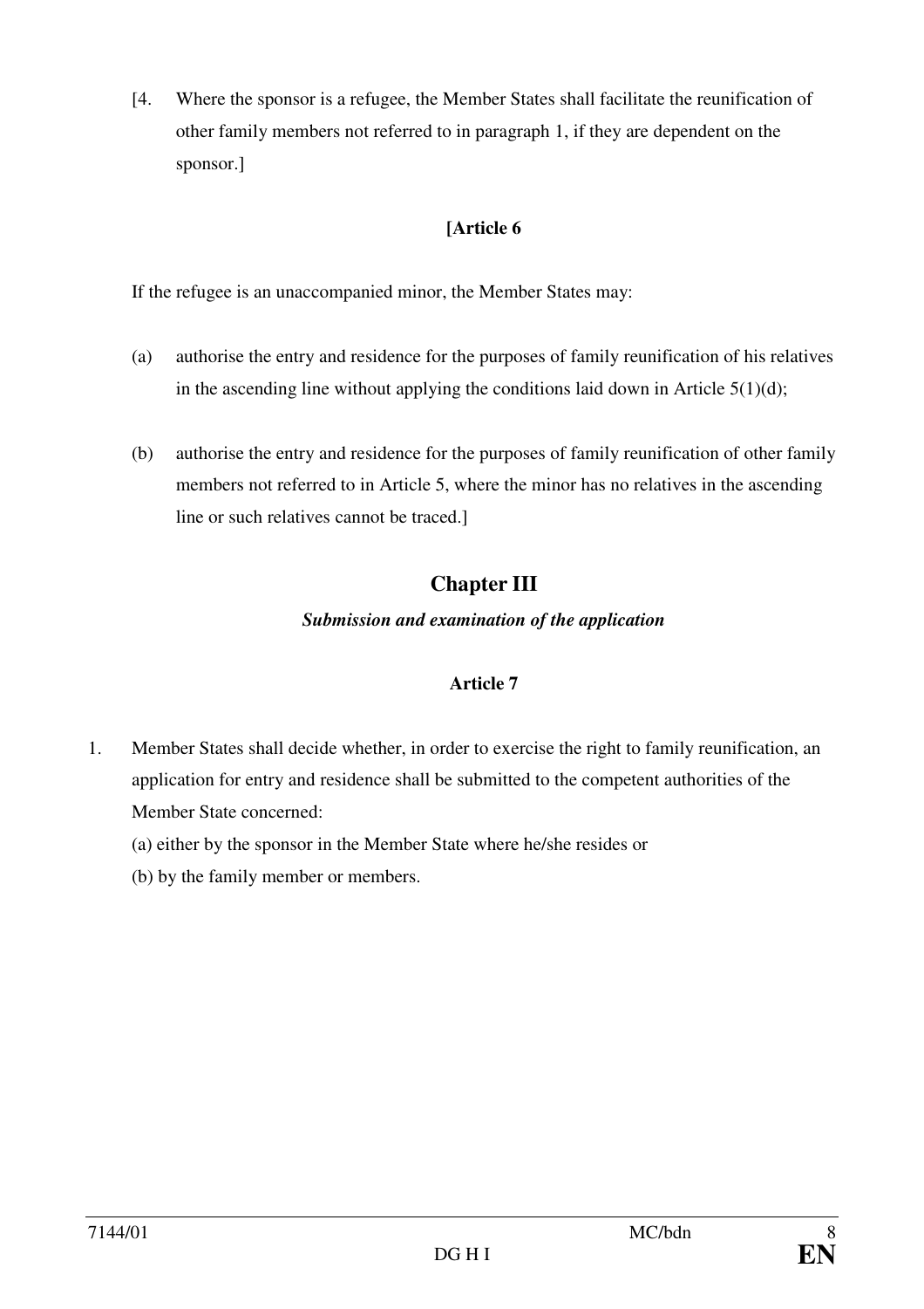[4. Where the sponsor is a refugee, the Member States shall facilitate the reunification of other family members not referred to in paragraph 1, if they are dependent on the sponsor.]

**[Article 6**

If the refugee is an unaccompanied minor, the Member States may:

(a) authorise the entry and residence for the purposes of family reunification of his relatives in the ascending line without applying the conditions laid down in Article 5(1)(d);

(b) authorise the entry and residence for the purposes of family reunification of other family members not referred to in Article 5, where the minor has no relatives in the ascending line or such relatives cannot be traced.]

## Chapter III

***Submission and examination of the application***

**Article 7**

1. Member States shall decide whether, in order to exercise the right to family reunification, an application for entry and residence shall be submitted to the competent authorities of the Member State concerned:

   (a) either by the sponsor in the Member State where he/she resides or

   (b) by the family member or members.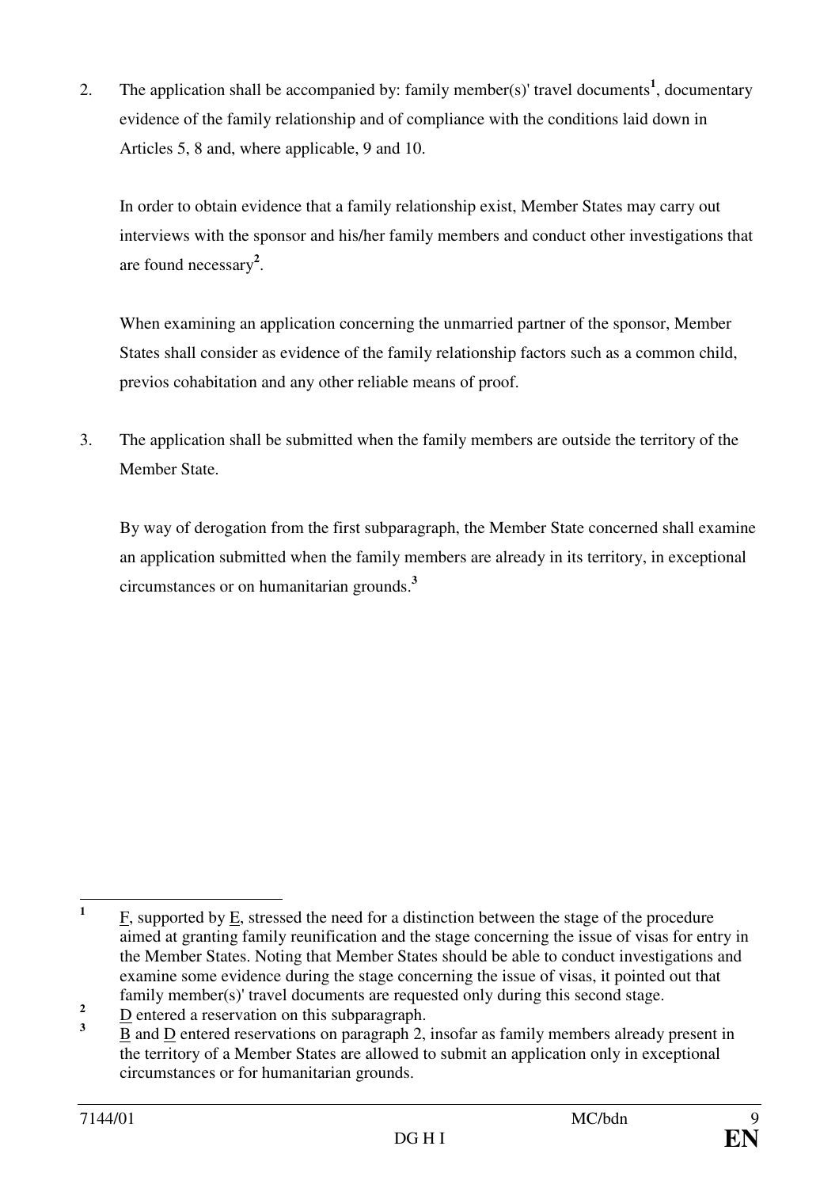2. The application shall be accompanied by: family member(s)' travel documents[1], documentary evidence of the family relationship and of compliance with the conditions laid down in Articles 5, 8 and, where applicable, 9 and 10.

   In order to obtain evidence that a family relationship exist, Member States may carry out interviews with the sponsor and his/her family members and conduct other investigations that are found necessary[2].

   When examining an application concerning the unmarried partner of the sponsor, Member States shall consider as evidence of the family relationship factors such as a common child, previos cohabitation and any other reliable means of proof.

3. The application shall be submitted when the family members are outside the territory of the Member State.

   By way of derogation from the first subparagraph, the Member State concerned shall examine an application submitted when the family members are already in its territory, in exceptional circumstances or on humanitarian grounds.[3]

---

[1] F, supported by E, stressed the need for a distinction between the stage of the procedure aimed at granting family reunification and the stage concerning the issue of visas for entry in the Member States. Noting that Member States should be able to conduct investigations and examine some evidence during the stage concerning the issue of visas, it pointed out that family member(s)' travel documents are requested only during this second stage.

[2] D entered a reservation on this subparagraph.

[3] B and D entered reservations on paragraph 2, insofar as family members already present in the territory of a Member States are allowed to submit an application only in exceptional circumstances or for humanitarian grounds.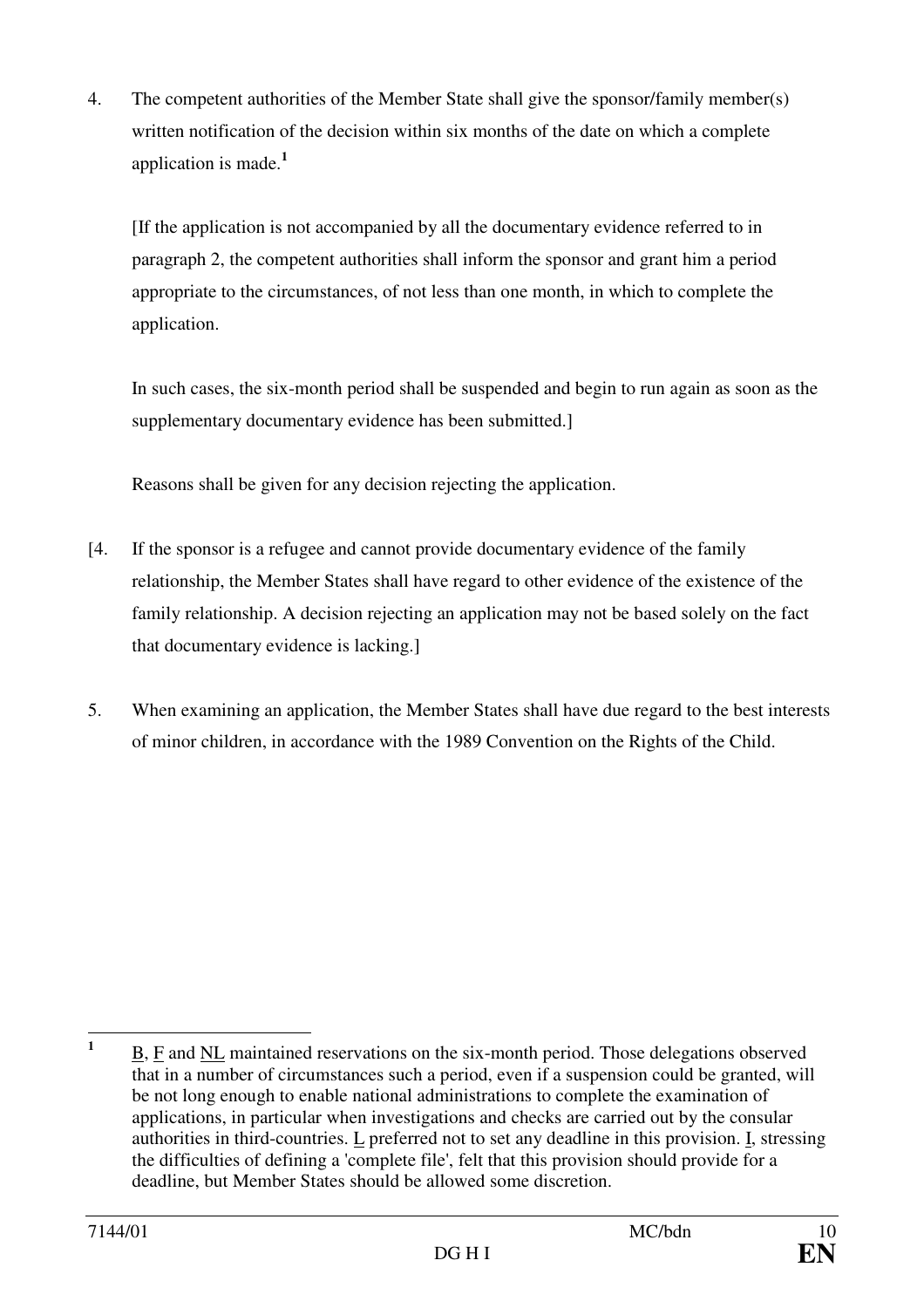4. The competent authorities of the Member State shall give the sponsor/family member(s) written notification of the decision within six months of the date on which a complete application is made.[1]

   [If the application is not accompanied by all the documentary evidence referred to in paragraph 2, the competent authorities shall inform the sponsor and grant him a period appropriate to the circumstances, of not less than one month, in which to complete the application.

   In such cases, the six-month period shall be suspended and begin to run again as soon as the supplementary documentary evidence has been submitted.]

   Reasons shall be given for any decision rejecting the application.

[4. If the sponsor is a refugee and cannot provide documentary evidence of the family relationship, the Member States shall have regard to other evidence of the existence of the family relationship. A decision rejecting an application may not be based solely on the fact that documentary evidence is lacking.]

5. When examining an application, the Member States shall have due regard to the best interests of minor children, in accordance with the 1989 Convention on the Rights of the Child.

---

[1] B, F and NL maintained reservations on the six-month period. Those delegations observed that in a number of circumstances such a period, even if a suspension could be granted, will be not long enough to enable national administrations to complete the examination of applications, in particular when investigations and checks are carried out by the consular authorities in third-countries. L preferred not to set any deadline in this provision. I, stressing the difficulties of defining a 'complete file', felt that this provision should provide for a deadline, but Member States should be allowed some discretion.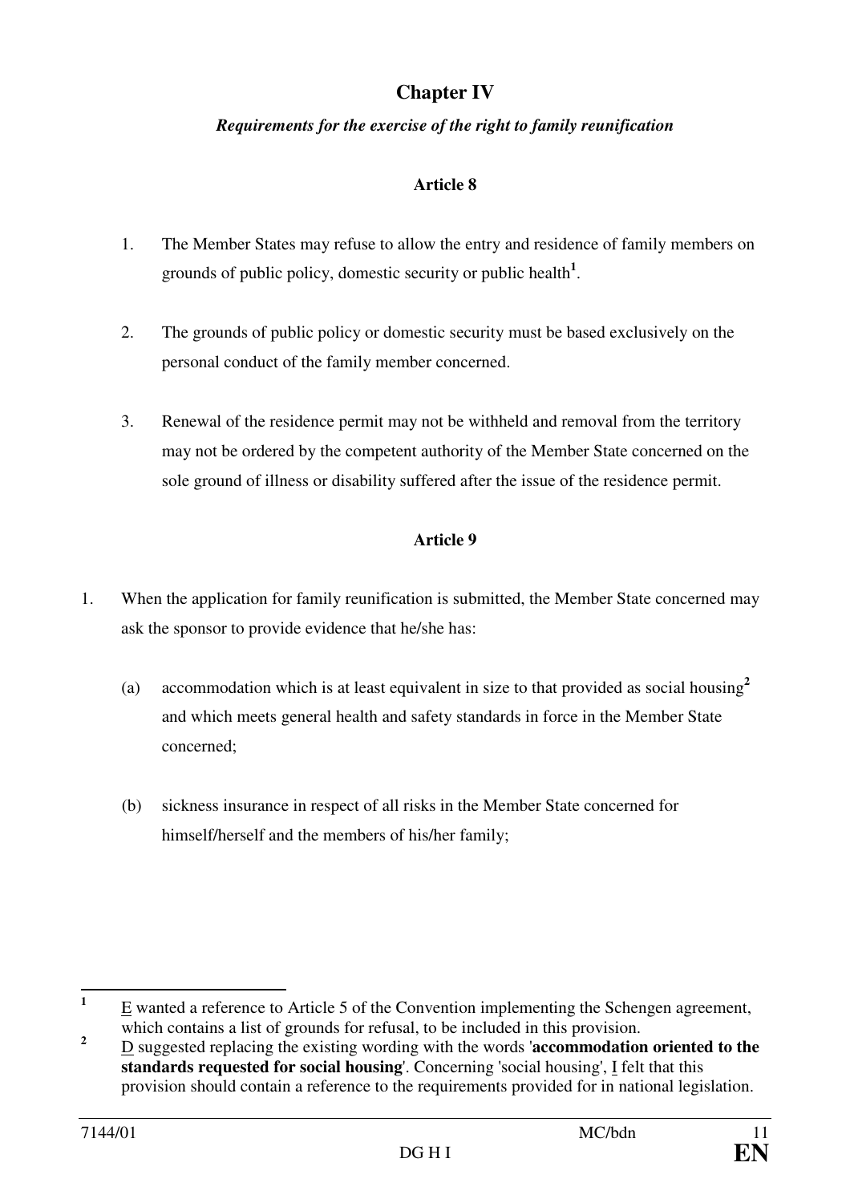## Chapter IV

***Requirements for the exercise of the right to family reunification***

### Article 8

1. The Member States may refuse to allow the entry and residence of family members on grounds of public policy, domestic security or public health[1].

2. The grounds of public policy or domestic security must be based exclusively on the personal conduct of the family member concerned.

3. Renewal of the residence permit may not be withheld and removal from the territory may not be ordered by the competent authority of the Member State concerned on the sole ground of illness or disability suffered after the issue of the residence permit.

### Article 9

1. When the application for family reunification is submitted, the Member State concerned may ask the sponsor to provide evidence that he/she has:

   (a) accommodation which is at least equivalent in size to that provided as social housing[2] and which meets general health and safety standards in force in the Member State concerned;

   (b) sickness insurance in respect of all risks in the Member State concerned for himself/herself and the members of his/her family;

---

[1] E wanted a reference to Article 5 of the Convention implementing the Schengen agreement, which contains a list of grounds for refusal, to be included in this provision.

[2] D suggested replacing the existing wording with the words '**accommodation oriented to the standards requested for social housing**'. Concerning 'social housing', I felt that this provision should contain a reference to the requirements provided for in national legislation.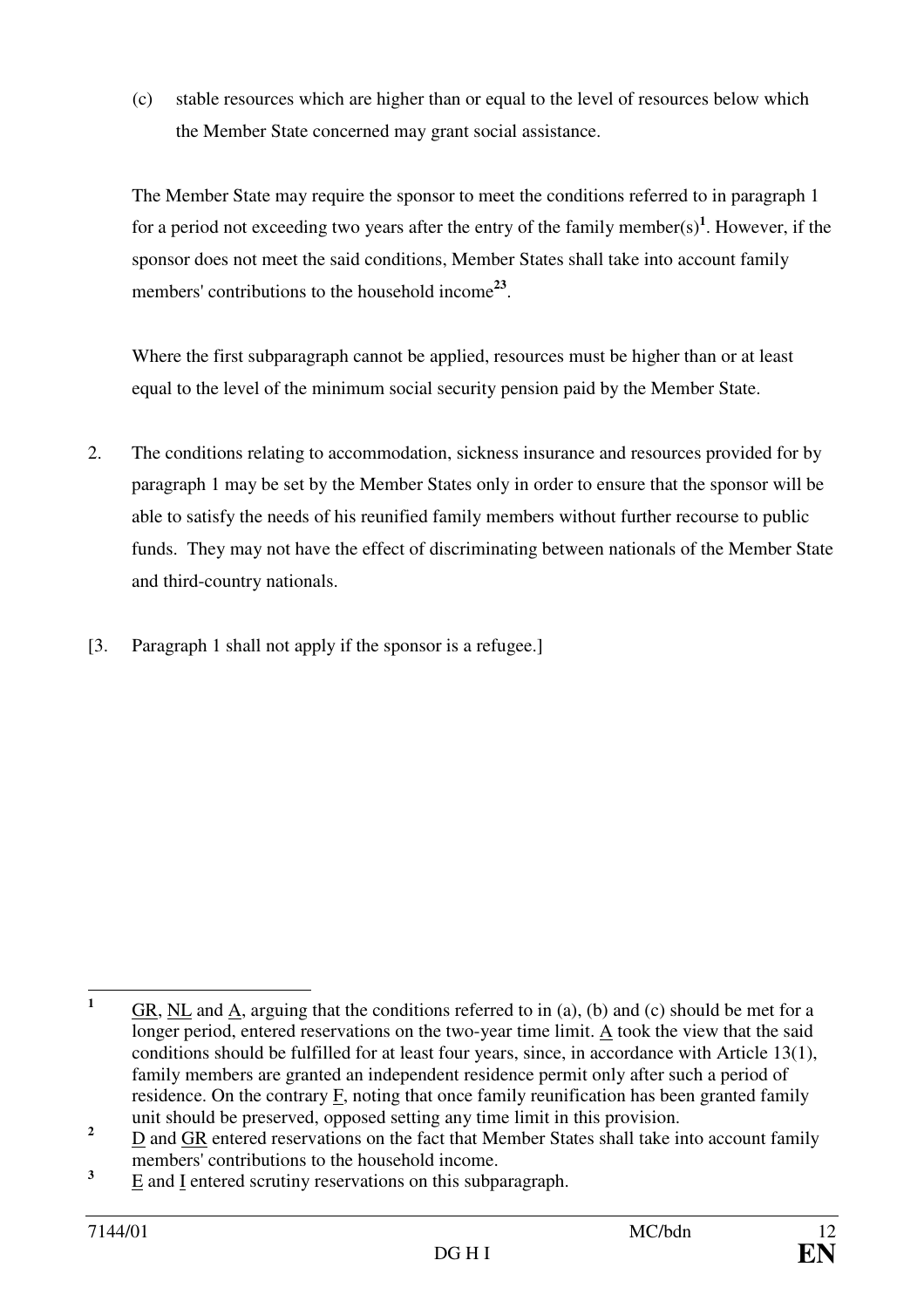(c) stable resources which are higher than or equal to the level of resources below which the Member State concerned may grant social assistance.

The Member State may require the sponsor to meet the conditions referred to in paragraph 1 for a period not exceeding two years after the entry of the family member(s)[1]. However, if the sponsor does not meet the said conditions, Member States shall take into account family members' contributions to the household income[23].

Where the first subparagraph cannot be applied, resources must be higher than or at least equal to the level of the minimum social security pension paid by the Member State.

2. The conditions relating to accommodation, sickness insurance and resources provided for by paragraph 1 may be set by the Member States only in order to ensure that the sponsor will be able to satisfy the needs of his reunified family members without further recourse to public funds. They may not have the effect of discriminating between nationals of the Member State and third-country nationals.

[3. Paragraph 1 shall not apply if the sponsor is a refugee.]

---

[1] GR, NL and A, arguing that the conditions referred to in (a), (b) and (c) should be met for a longer period, entered reservations on the two-year time limit. A took the view that the said conditions should be fulfilled for at least four years, since, in accordance with Article 13(1), family members are granted an independent residence permit only after such a period of residence. On the contrary F, noting that once family reunification has been granted family unit should be preserved, opposed setting any time limit in this provision.

[2] D and GR entered reservations on the fact that Member States shall take into account family members' contributions to the household income.

[3] E and I entered scrutiny reservations on this subparagraph.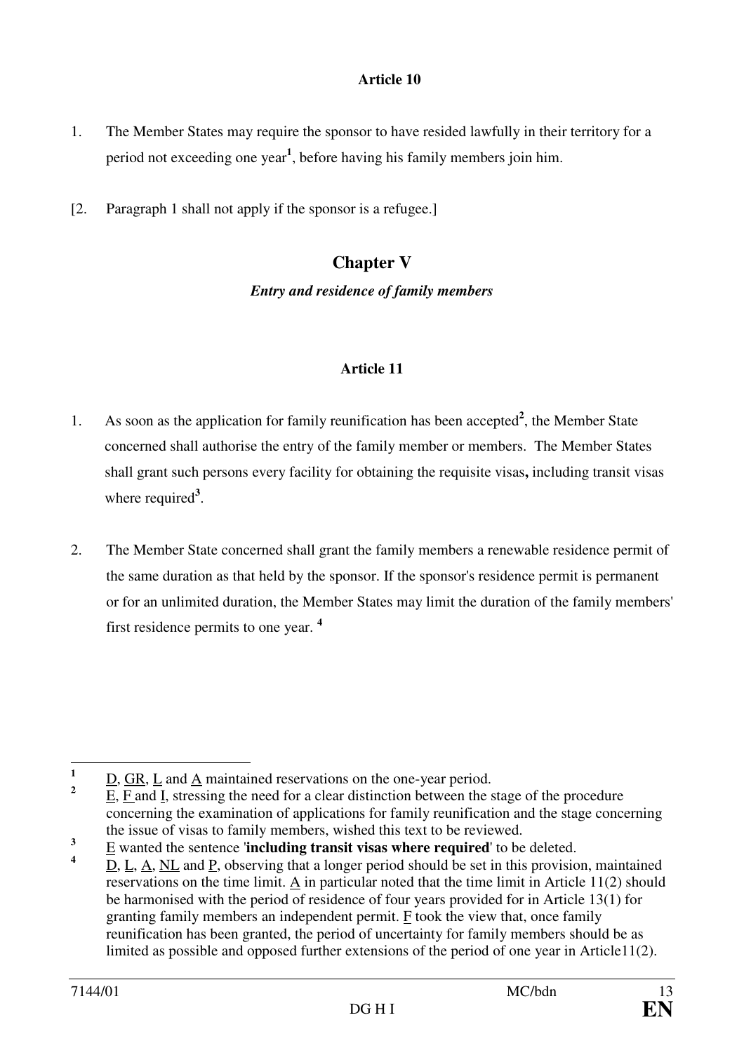**Article 10**

1. The Member States may require the sponsor to have resided lawfully in their territory for a period not exceeding one year[1], before having his family members join him.

[2. Paragraph 1 shall not apply if the sponsor is a refugee.]

## Chapter V

***Entry and residence of family members***

**Article 11**

1. As soon as the application for family reunification has been accepted[2], the Member State concerned shall authorise the entry of the family member or members. The Member States shall grant such persons every facility for obtaining the requisite visas**,** including transit visas where required[3].

2. The Member State concerned shall grant the family members a renewable residence permit of the same duration as that held by the sponsor. If the sponsor's residence permit is permanent or for an unlimited duration, the Member States may limit the duration of the family members' first residence permits to one year. [4]

---

[1] D, GR, L and A maintained reservations on the one-year period.

[2] E, F and I, stressing the need for a clear distinction between the stage of the procedure concerning the examination of applications for family reunification and the stage concerning the issue of visas to family members, wished this text to be reviewed.

[3] E wanted the sentence '**including transit visas where required**' to be deleted.

[4] D, L, A, NL and P, observing that a longer period should be set in this provision, maintained reservations on the time limit. A in particular noted that the time limit in Article 11(2) should be harmonised with the period of residence of four years provided for in Article 13(1) for granting family members an independent permit. F took the view that, once family reunification has been granted, the period of uncertainty for family members should be as limited as possible and opposed further extensions of the period of one year in Article11(2).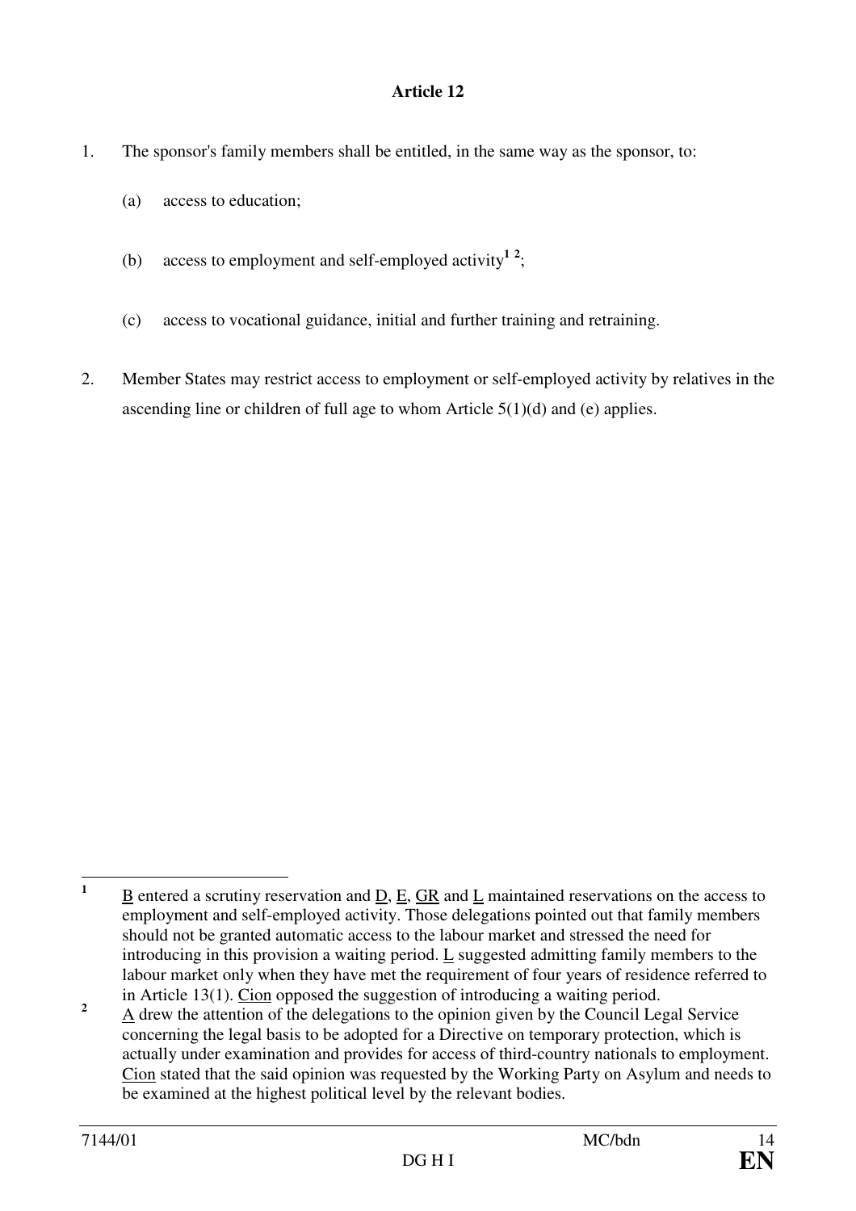**Article 12**

1. The sponsor's family members shall be entitled, in the same way as the sponsor, to:

   (a) access to education;

   (b) access to employment and self-employed activity[1 2];

   (c) access to vocational guidance, initial and further training and retraining.

2. Member States may restrict access to employment or self-employed activity by relatives in the ascending line or children of full age to whom Article 5(1)(d) and (e) applies.

---

[1] B entered a scrutiny reservation and D, E, GR and L maintained reservations on the access to employment and self-employed activity. Those delegations pointed out that family members should not be granted automatic access to the labour market and stressed the need for introducing in this provision a waiting period. L suggested admitting family members to the labour market only when they have met the requirement of four years of residence referred to in Article 13(1). Cion opposed the suggestion of introducing a waiting period.

[2] A drew the attention of the delegations to the opinion given by the Council Legal Service concerning the legal basis to be adopted for a Directive on temporary protection, which is actually under examination and provides for access of third-country nationals to employment. Cion stated that the said opinion was requested by the Working Party on Asylum and needs to be examined at the highest political level by the relevant bodies.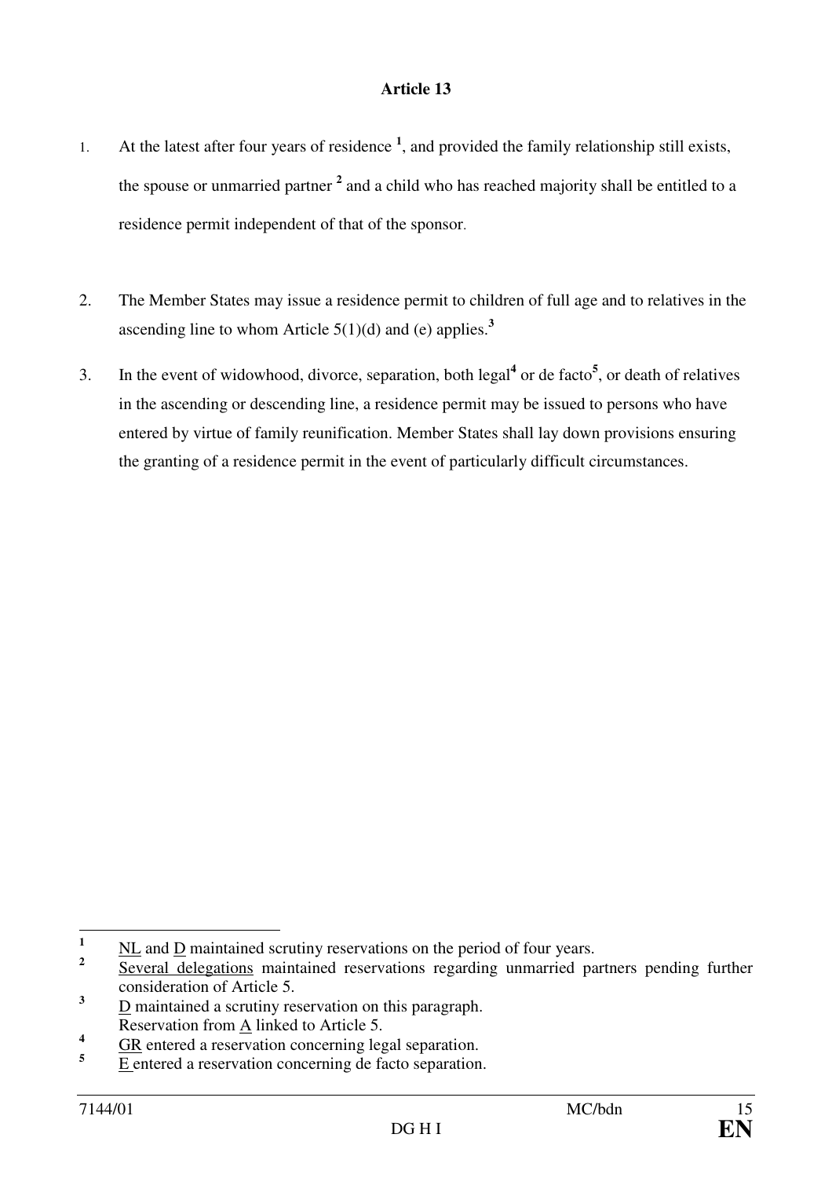**Article 13**

1. At the latest after four years of residence [1], and provided the family relationship still exists, the spouse or unmarried partner [2] and a child who has reached majority shall be entitled to a residence permit independent of that of the sponsor.

2. The Member States may issue a residence permit to children of full age and to relatives in the ascending line to whom Article 5(1)(d) and (e) applies.[3]

3. In the event of widowhood, divorce, separation, both legal[4] or de facto[5], or death of relatives in the ascending or descending line, a residence permit may be issued to persons who have entered by virtue of family reunification. Member States shall lay down provisions ensuring the granting of a residence permit in the event of particularly difficult circumstances.

---

[1] NL and D maintained scrutiny reservations on the period of four years.

[2] Several delegations maintained reservations regarding unmarried partners pending further consideration of Article 5.

[3] D maintained a scrutiny reservation on this paragraph.
Reservation from A linked to Article 5.

[4] GR entered a reservation concerning legal separation.

[5] E entered a reservation concerning de facto separation.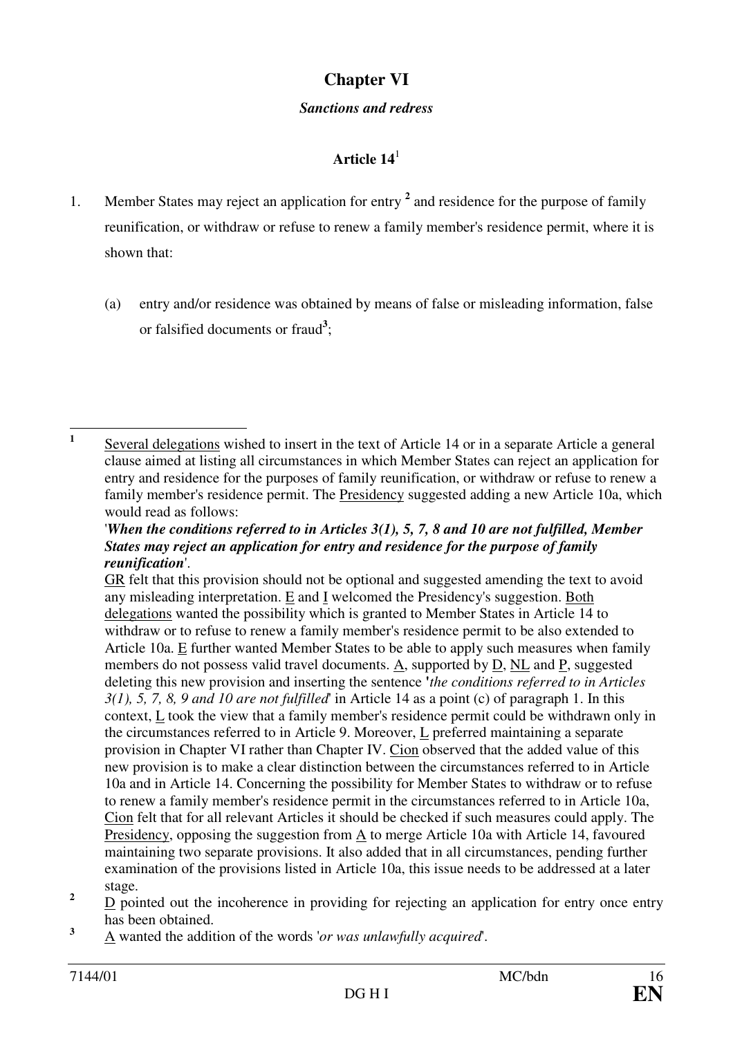# Chapter VI

***Sanctions and redress***

## Article 14[1]

1. Member States may reject an application for entry [2] and residence for the purpose of family reunification, or withdraw or refuse to renew a family member's residence permit, where it is shown that:

   (a) entry and/or residence was obtained by means of false or misleading information, false or falsified documents or fraud[3];

---

[1] Several delegations wished to insert in the text of Article 14 or in a separate Article a general clause aimed at listing all circumstances in which Member States can reject an application for entry and residence for the purposes of family reunification, or withdraw or refuse to renew a family member's residence permit. The Presidency suggested adding a new Article 10a, which would read as follows:
'***When the conditions referred to in Articles 3(1), 5, 7, 8 and 10 are not fulfilled, Member States may reject an application for entry and residence for the purpose of family reunification***'.
GR felt that this provision should not be optional and suggested amending the text to avoid any misleading interpretation. E and I welcomed the Presidency's suggestion. Both delegations wanted the possibility which is granted to Member States in Article 14 to withdraw or to refuse to renew a family member's residence permit to be also extended to Article 10a. E further wanted Member States to be able to apply such measures when family members do not possess valid travel documents. A, supported by D, NL and P, suggested deleting this new provision and inserting the sentence '*the conditions referred to in Articles 3(1), 5, 7, 8, 9 and 10 are not fulfilled*' in Article 14 as a point (c) of paragraph 1. In this context, L took the view that a family member's residence permit could be withdrawn only in the circumstances referred to in Article 9. Moreover, L preferred maintaining a separate provision in Chapter VI rather than Chapter IV. Cion observed that the added value of this new provision is to make a clear distinction between the circumstances referred to in Article 10a and in Article 14. Concerning the possibility for Member States to withdraw or to refuse to renew a family member's residence permit in the circumstances referred to in Article 10a, Cion felt that for all relevant Articles it should be checked if such measures could apply. The Presidency, opposing the suggestion from A to merge Article 10a with Article 14, favoured maintaining two separate provisions. It also added that in all circumstances, pending further examination of the provisions listed in Article 10a, this issue needs to be addressed at a later stage.

[2] D pointed out the incoherence in providing for rejecting an application for entry once entry has been obtained.

[3] A wanted the addition of the words '*or was unlawfully acquired*'.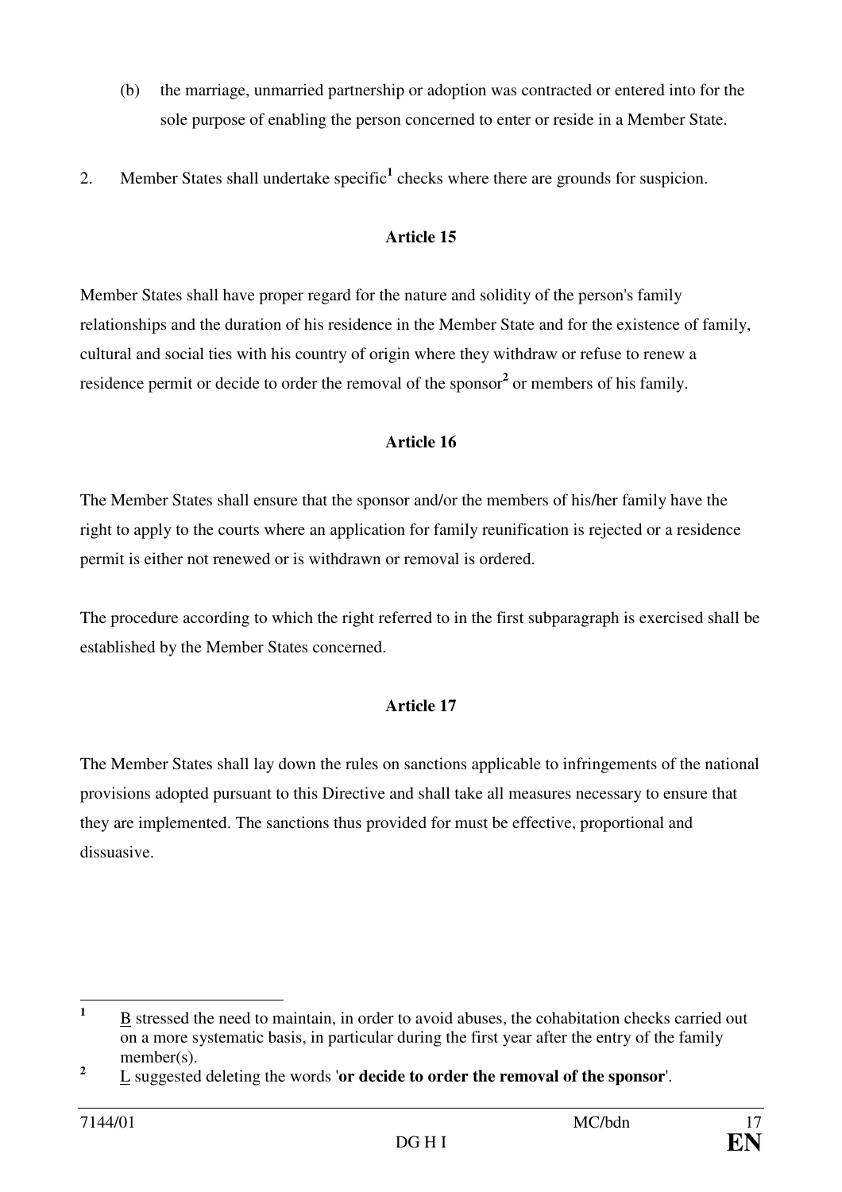(b) the marriage, unmarried partnership or adoption was contracted or entered into for the sole purpose of enabling the person concerned to enter or reside in a Member State.

2. Member States shall undertake specific[1] checks where there are grounds for suspicion.

**Article 15**

Member States shall have proper regard for the nature and solidity of the person's family relationships and the duration of his residence in the Member State and for the existence of family, cultural and social ties with his country of origin where they withdraw or refuse to renew a residence permit or decide to order the removal of the sponsor[2] or members of his family.

**Article 16**

The Member States shall ensure that the sponsor and/or the members of his/her family have the right to apply to the courts where an application for family reunification is rejected or a residence permit is either not renewed or is withdrawn or removal is ordered.

The procedure according to which the right referred to in the first subparagraph is exercised shall be established by the Member States concerned.

**Article 17**

The Member States shall lay down the rules on sanctions applicable to infringements of the national provisions adopted pursuant to this Directive and shall take all measures necessary to ensure that they are implemented. The sanctions thus provided for must be effective, proportional and dissuasive.

---

[1] B stressed the need to maintain, in order to avoid abuses, the cohabitation checks carried out on a more systematic basis, in particular during the first year after the entry of the family member(s).

[2] L suggested deleting the words '**or decide to order the removal of the sponsor**'.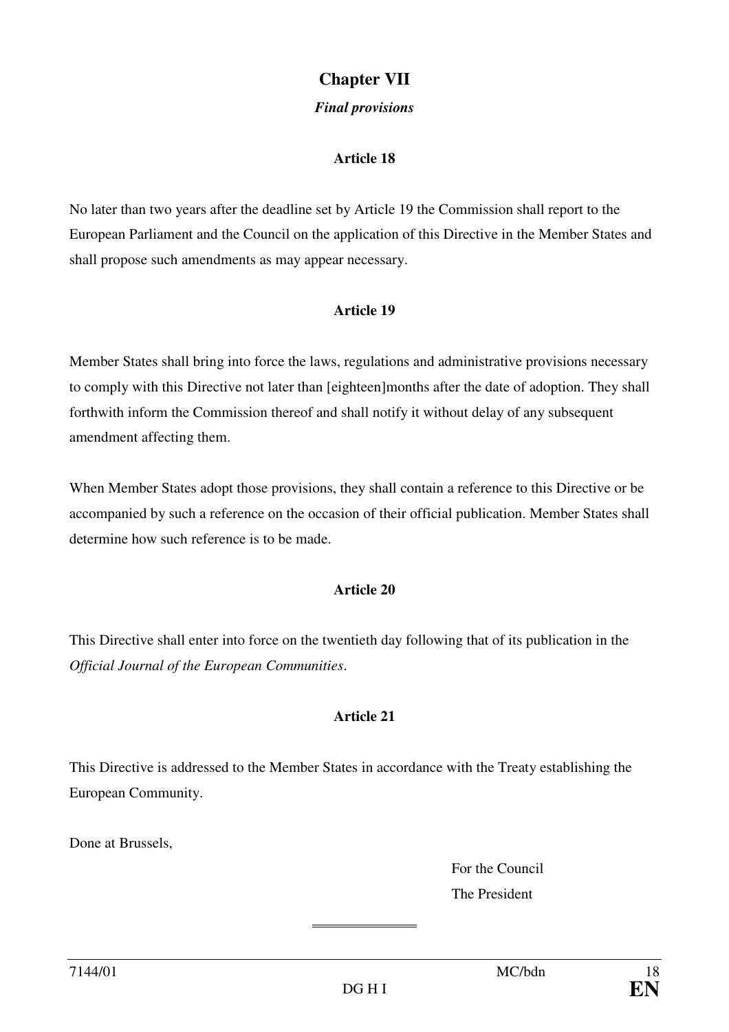## Chapter VII

### *Final provisions*

#### Article 18

No later than two years after the deadline set by Article 19 the Commission shall report to the European Parliament and the Council on the application of this Directive in the Member States and shall propose such amendments as may appear necessary.

#### Article 19

Member States shall bring into force the laws, regulations and administrative provisions necessary to comply with this Directive not later than [eighteen]months after the date of adoption. They shall forthwith inform the Commission thereof and shall notify it without delay of any subsequent amendment affecting them.

When Member States adopt those provisions, they shall contain a reference to this Directive or be accompanied by such a reference on the occasion of their official publication. Member States shall determine how such reference is to be made.

#### Article 20

This Directive shall enter into force on the twentieth day following that of its publication in the *Official Journal of the European Communities*.

#### Article 21

This Directive is addressed to the Member States in accordance with the Treaty establishing the European Community.

Done at Brussels,

For the Council
The President